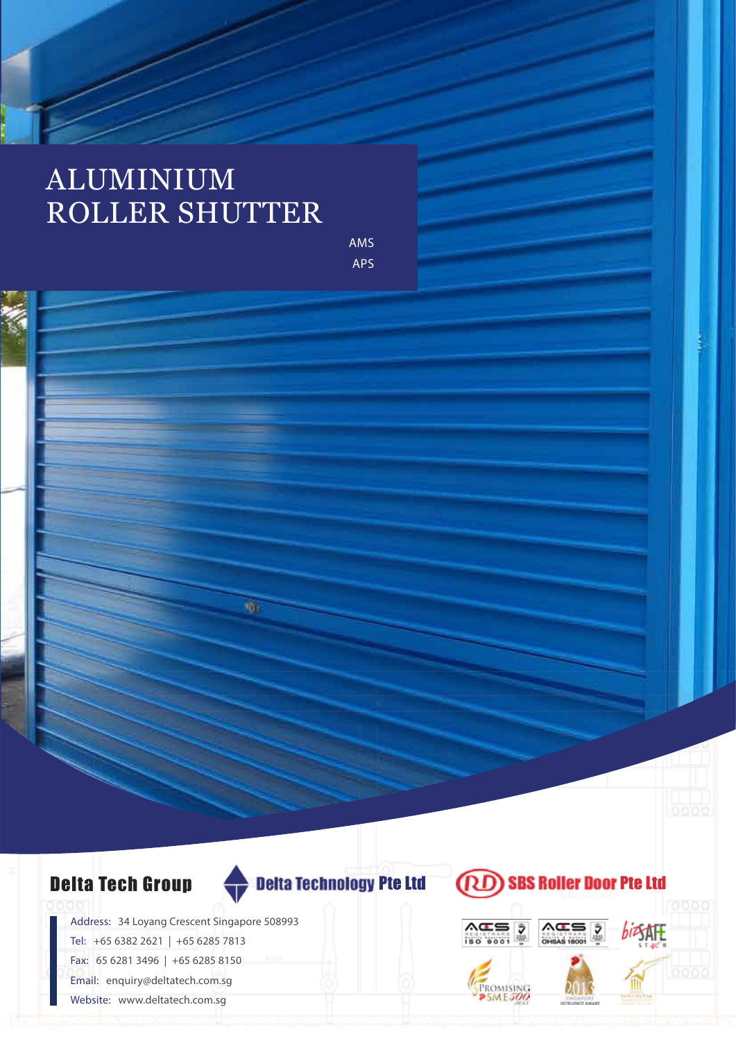# ALUMINIUM ROLLER SHUTTER

AMS
APS

**Delta Tech Group** | **Delta Technology Pte Ltd** | **SBS Roller Door Pte Ltd**

Address: 34 Loyang Crescent Singapore 508993
Tel: +65 6382 2621 | +65 6285 7813
Fax: 65 6281 3496 | +65 6285 8150
Email: enquiry@deltatech.com.sg
Website: www.deltatech.com.sg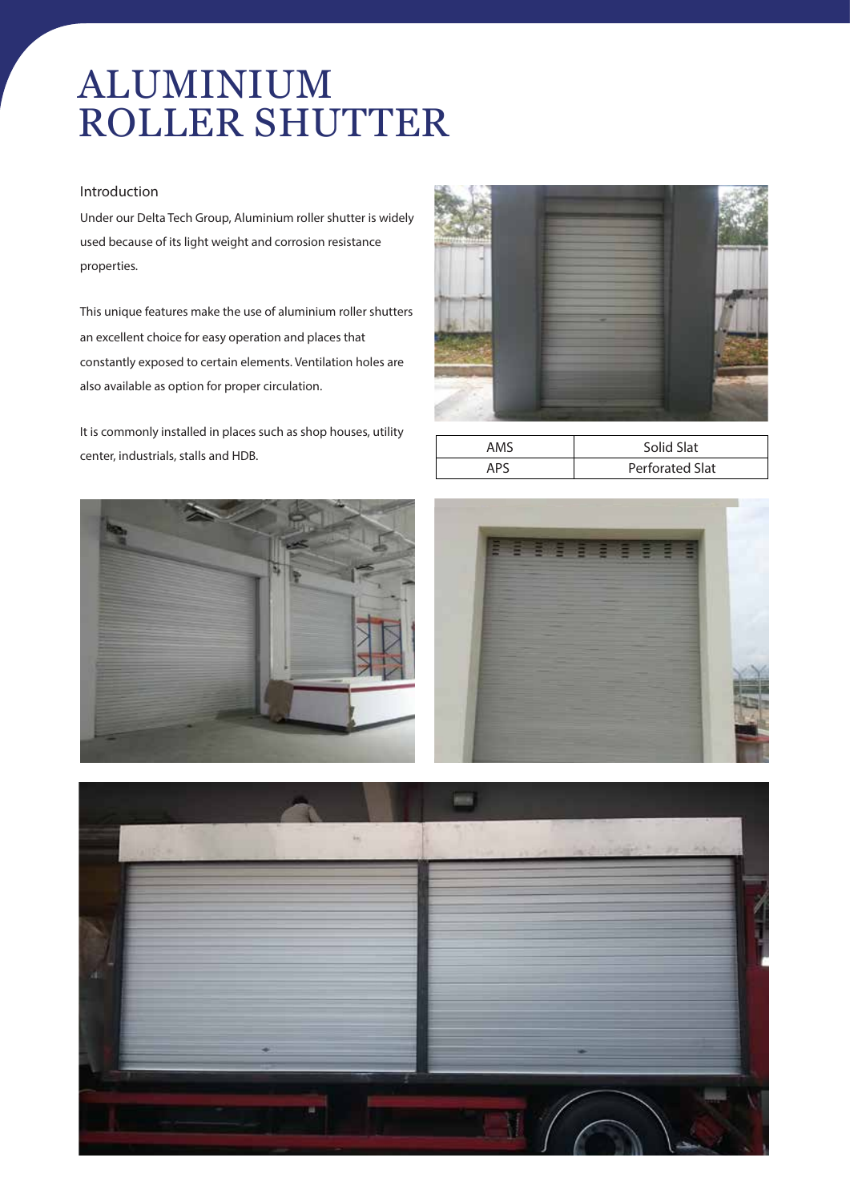# ALUMINIUM ROLLER SHUTTER

## Introduction

Under our Delta Tech Group, Aluminium roller shutter is widely used because of its light weight and corrosion resistance properties.

This unique features make the use of aluminium roller shutters an excellent choice for easy operation and places that constantly exposed to certain elements. Ventilation holes are also available as option for proper circulation.

It is commonly installed in places such as shop houses, utility center, industrials, stalls and HDB.

| AMS | Solid Slat |
|---|---|
| APS | Perforated Slat |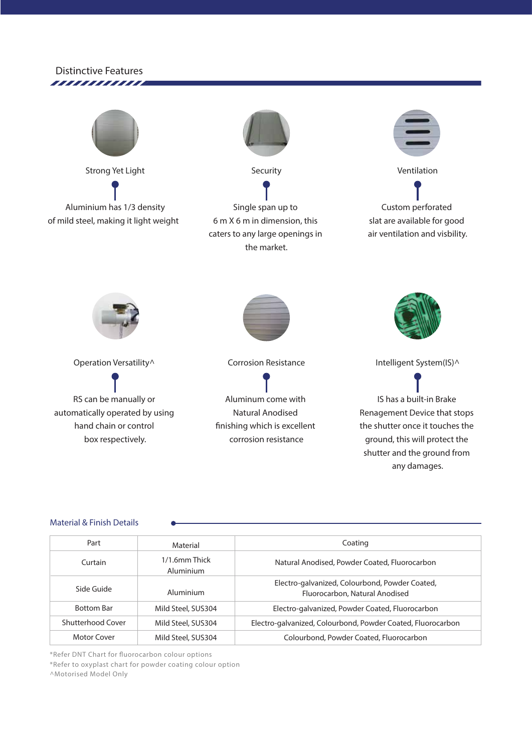## Distinctive Features

### Strong Yet Light

Aluminium has 1/3 density of mild steel, making it light weight

### Security

Single span up to 6 m X 6 m in dimension, this caters to any large openings in the market.

### Ventilation

Custom perforated slat are available for good air ventilation and visbility.

### Operation Versatility^

RS can be manually or automatically operated by using hand chain or control box respectively.

### Corrosion Resistance

Aluminum come with Natural Anodised finishing which is excellent corrosion resistance

### Intelligent System(IS)^

IS has a built-in Brake Renagement Device that stops the shutter once it touches the ground, this will protect the shutter and the ground from any damages.

## Material & Finish Details

| Part | Material | Coating |
|---|---|---|
| Curtain | 1/1.6mm Thick Aluminium | Natural Anodised, Powder Coated, Fluorocarbon |
| Side Guide | Aluminium | Electro-galvanized, Colourbond, Powder Coated, Fluorocarbon, Natural Anodised |
| Bottom Bar | Mild Steel, SUS304 | Electro-galvanized, Powder Coated, Fluorocarbon |
| Shutterhood Cover | Mild Steel, SUS304 | Electro-galvanized, Colourbond, Powder Coated, Fluorocarbon |
| Motor Cover | Mild Steel, SUS304 | Colourbond, Powder Coated, Fluorocarbon |

*Refer DNT Chart for fluorocarbon colour options
*Refer to oxyplast chart for powder coating colour option
^Motorised Model Only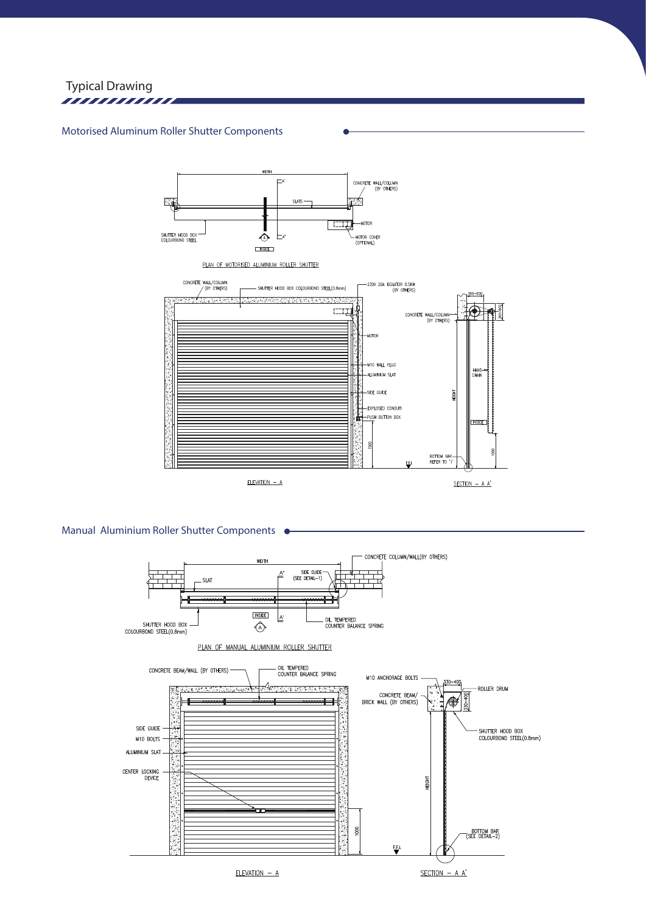# Typical Drawing

## Motorised Aluminum Roller Shutter Components

WIDTH

CONCRETE WALL/COLUMN (BY OTHERS)

SLATS

MOTOR

SHUTTER HOOD BOX COLOURBOND STEEL

MOTOR COVER (OPTIONAL)

INSIDE

PLAN OF MOTORISED ALUMINIUM ROLLER SHUTTER

CONCRETE WALL/COLUMN (BY OTHERS)

SHUTTER HOOD BOX COLOURBOND STEEL(0.8mm)

230V 20A ISOLATOR 0.5KW (BY OTHERS)

MOTOR

M10 WALL PLUG

ALUMINIUM SLAT

SIDE GUIDE

EXPLOSED CONDUIT

PUSH BUTTON BOX

1500

F.F.L

ELEVATION – A

365-500

365-500

CONCRETE WALL/COLUMN (BY OTHERS)

HAND-CHAIN

HEIGHT

INSIDE

1000

BOTTOM BAR REFER TO "1"

SECTION – A A'

## Manual Aluminium Roller Shutter Components

WIDTH

CONCRETE COLUMN/WALL(BY OTHERS)

SLAT

SIDE GUIDE (SEE DETAIL-1)

SHUTTER HOOD BOX COLOURBOND STEEL(0.8mm)

INSIDE

OIL TEMPERED COUNTER BALANCE SPRING

PLAN OF MANUAL ALUMINIUM ROLLER SHUTTER

CONCRETE BEAM/WALL (BY OTHERS)

OIL TEMPERED COUNTER BALANCE SPRING

SIDE GUIDE

M10 BOLTS

ALUMINIUM SLAT

CENTER LOCKING DEVICE

1000

F.F.L

ELEVATION – A

M10 ANCHORAGE BOLTS

330-400

330-400

ROLLER DRUM

CONCRETE BEAM/ BRICK WALL (BY OTHERS)

SHUTTER HOOD BOX COLOURBOND STEEL(0.8mm)

HEIGHT

BOTTOM BAR (SEE DETAIL-2)

SECTION – A A'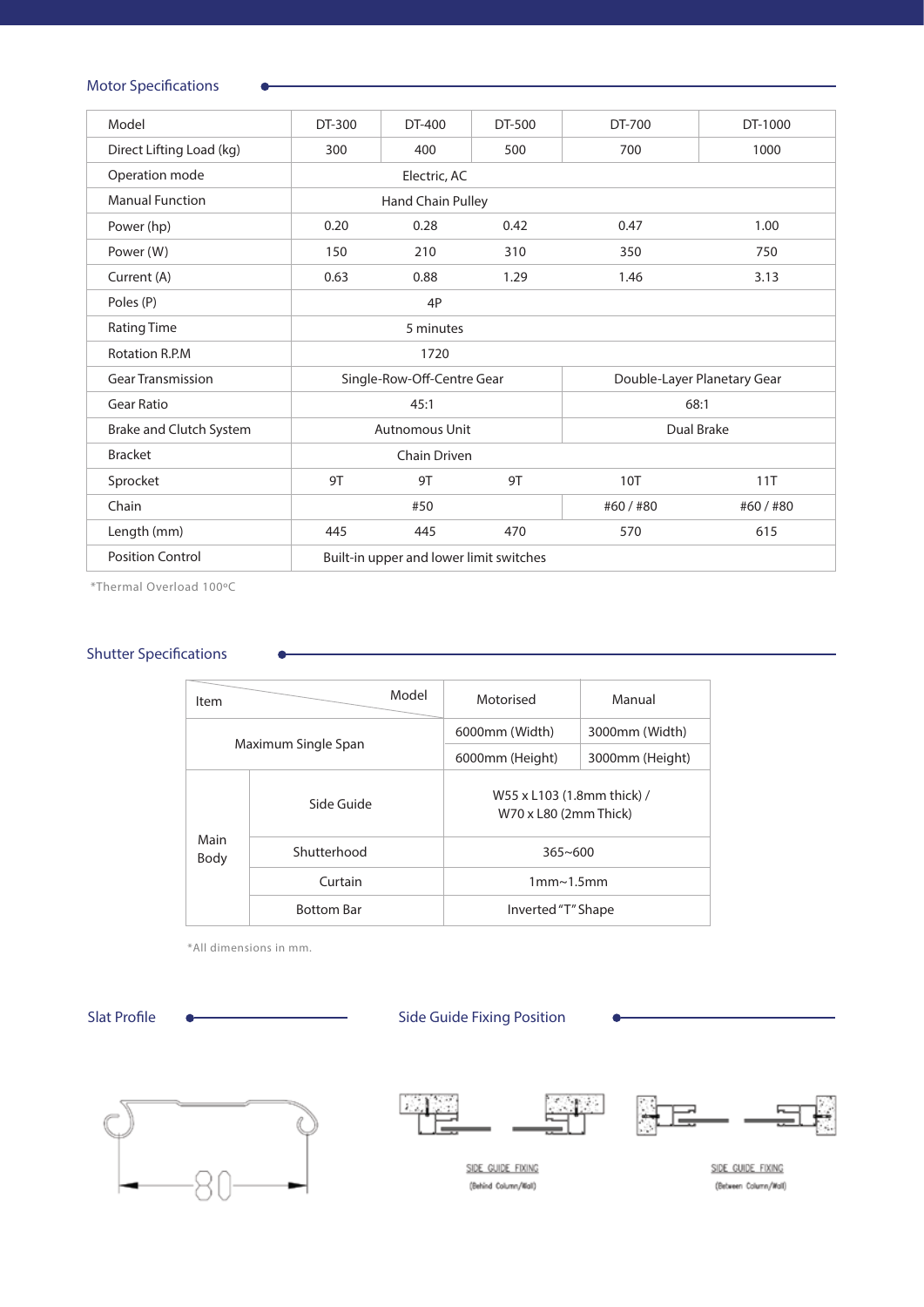## Motor Specifications

| Model | DT-300 | DT-400 | DT-500 | DT-700 | DT-1000 |
|---|---|---|---|---|---|
| Direct Lifting Load (kg) | 300 | 400 | 500 | 700 | 1000 |
| Operation mode | Electric, AC | | | | |
| Manual Function | Hand Chain Pulley | | | | |
| Power (hp) | 0.20 | 0.28 | 0.42 | 0.47 | 1.00 |
| Power (W) | 150 | 210 | 310 | 350 | 750 |
| Current (A) | 0.63 | 0.88 | 1.29 | 1.46 | 3.13 |
| Poles (P) | 4P | | | | |
| Rating Time | 5 minutes | | | | |
| Rotation R.P.M | 1720 | | | | |
| Gear Transmission | Single-Row-Off-Centre Gear | | | Double-Layer Planetary Gear | |
| Gear Ratio | 45:1 | | | 68:1 | |
| Brake and Clutch System | Autnomous Unit | | | Dual Brake | |
| Bracket | Chain Driven | | | | |
| Sprocket | 9T | 9T | 9T | 10T | 11T |
| Chain | #50 | | | #60 / #80 | #60 / #80 |
| Length (mm) | 445 | 445 | 470 | 570 | 615 |
| Position Control | Built-in upper and lower limit switches | | | | |

*Thermal Overload 100ºC

## Shutter Specifications

| Item / Model | | Motorised | Manual |
|---|---|---|---|
| Maximum Single Span | | 6000mm (Width) | 3000mm (Width) |
| | | 6000mm (Height) | 3000mm (Height) |
| Main Body | Side Guide | W55 x L103 (1.8mm thick) / W70 x L80 (2mm Thick) | |
| | Shutterhood | 365~600 | |
| | Curtain | 1mm~1.5mm | |
| | Bottom Bar | Inverted "T" Shape | |

*All dimensions in mm.

## Slat Profile

80

## Side Guide Fixing Position

SIDE GUIDE FIXING (Behind Column/Wall)

SIDE GUIDE FIXING (Between Column/Wall)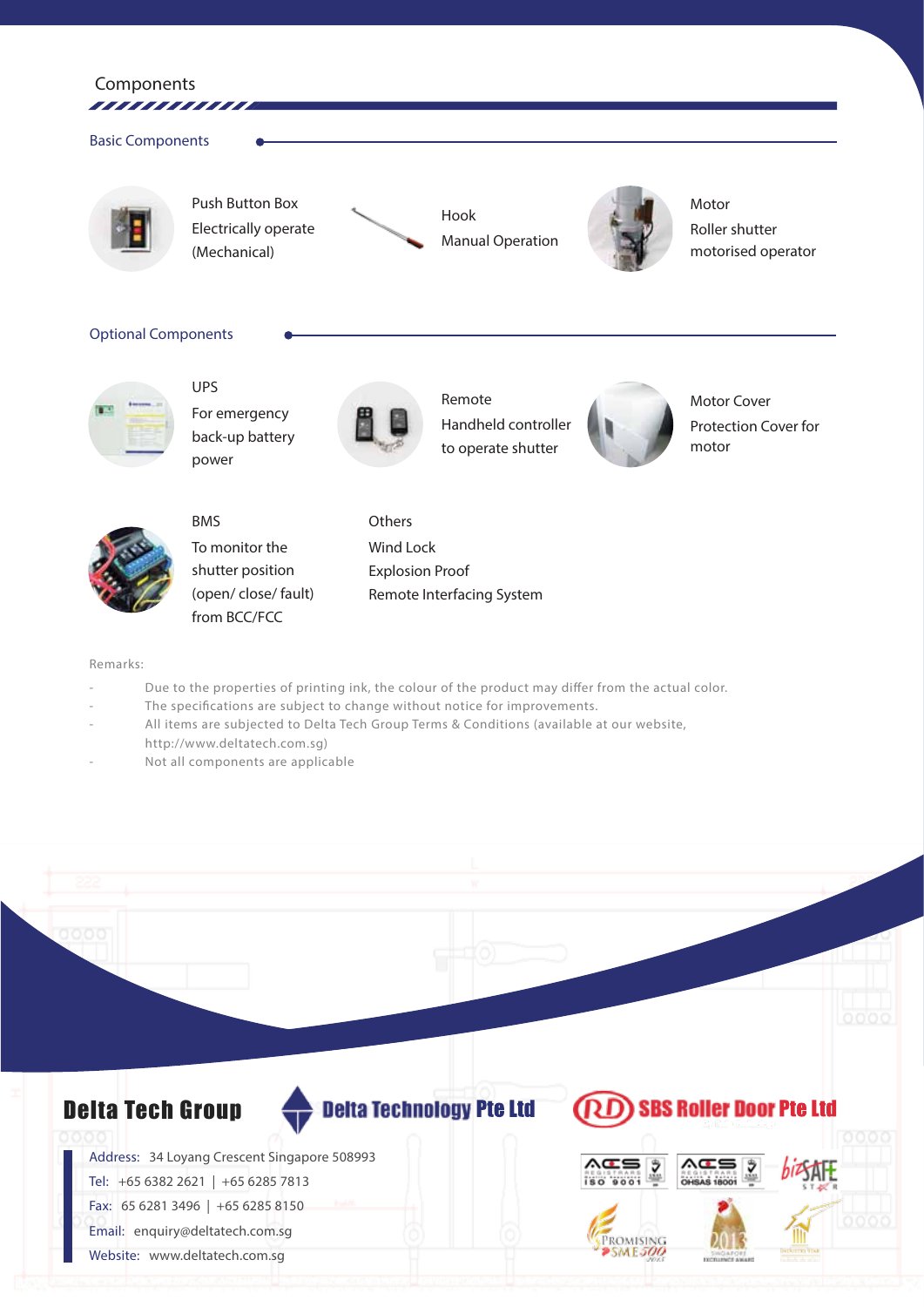## Components

### Basic Components

Push Button Box
Electrically operate
(Mechanical)

Hook
Manual Operation

Motor
Roller shutter
motorised operator

### Optional Components

UPS
For emergency
back-up battery
power

Remote
Handheld controller
to operate shutter

Motor Cover
Protection Cover for
motor

BMS
To monitor the
shutter position
(open/ close/ fault)
from BCC/FCC

Others
Wind Lock
Explosion Proof
Remote Interfacing System

Remarks:

- Due to the properties of printing ink, the colour of the product may differ from the actual color.
- The specifications are subject to change without notice for improvements.
- All items are subjected to Delta Tech Group Terms & Conditions (available at our website, http://www.deltatech.com.sg)
- Not all components are applicable

**Delta Tech Group**

**Delta Technology Pte Ltd**

**SBS Roller Door Pte Ltd**

Address: 34 Loyang Crescent Singapore 508993
Tel: +65 6382 2621 | +65 6285 7813
Fax: 65 6281 3496 | +65 6285 8150
Email: enquiry@deltatech.com.sg
Website: www.deltatech.com.sg